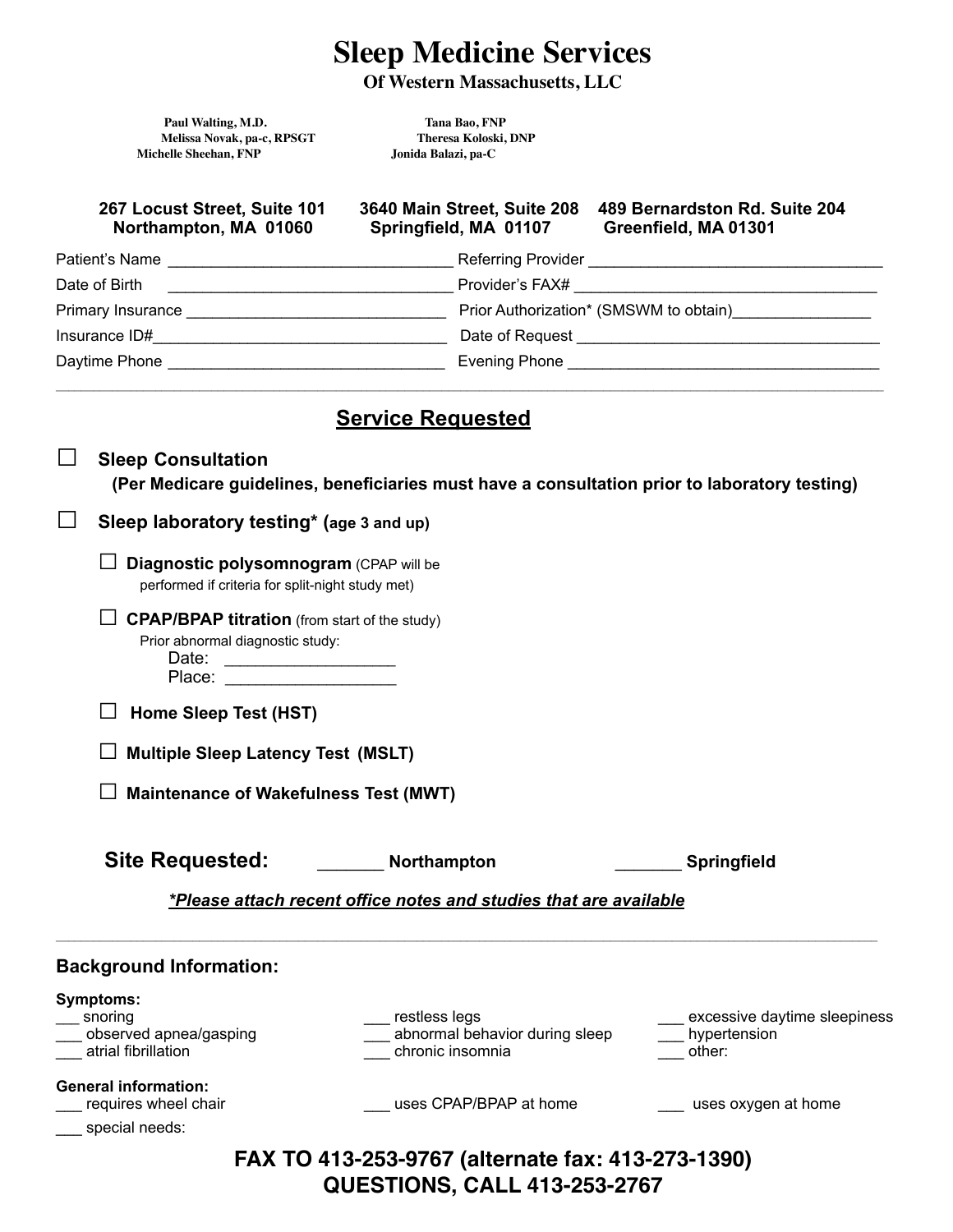# Sleep Medicine Services

**Of Western Massachusetts, LLC**

**Paul Walting, M.D.** | **Tana Bao, FNP**
**Melissa Novak, pa-c, RPSGT** | **Theresa Koloski, DNP**
**Michelle Sheehan, FNP** | **Jonida Balazi, pa-C**

| 267 Locust Street, Suite 101 | 3640 Main Street, Suite 208 | 489 Bernardston Rd. Suite 204 |
|---|---|---|
| Northampton, MA 01060 | Springfield, MA 01107 | Greenfield, MA 01301 |

Patient's Name ________________________________ Referring Provider ________________________________

Date of Birth ________________________________ Provider's FAX# ________________________________

Primary Insurance ______________________________ Prior Authorization* (SMSWM to obtain)________________

Insurance ID#__________________________________ Date of Request ________________________________

Daytime Phone ________________________________ Evening Phone ________________________________

---

## Service Requested

☐ **Sleep Consultation**
**(Per Medicare guidelines, beneficiaries must have a consultation prior to laboratory testing)**

☐ **Sleep laboratory testing* (age 3 and up)**

- ☐ **Diagnostic polysomnogram** (CPAP will be performed if criteria for split-night study met)
- ☐ **CPAP/BPAP titration** (from start of the study)
  Prior abnormal diagnostic study:
  Date: ___________________
  Place: ___________________
- ☐ **Home Sleep Test (HST)**
- ☐ **Multiple Sleep Latency Test (MSLT)**
- ☐ **Maintenance of Wakefulness Test (MWT)**

**Site Requested:** _______ **Northampton** _______ **Springfield**

***Please attach recent office notes and studies that are available***

---

**Background Information:**

**Symptoms:**

___ snoring
___ observed apnea/gasping
___ atrial fibrillation
___ restless legs
___ abnormal behavior during sleep
___ chronic insomnia
___ excessive daytime sleepiness
___ hypertension
___ other:

**General information:**

___ requires wheel chair
___ uses CPAP/BPAP at home
___ uses oxygen at home
___ special needs:

**FAX TO 413-253-9767 (alternate fax: 413-273-1390)**
**QUESTIONS, CALL 413-253-2767**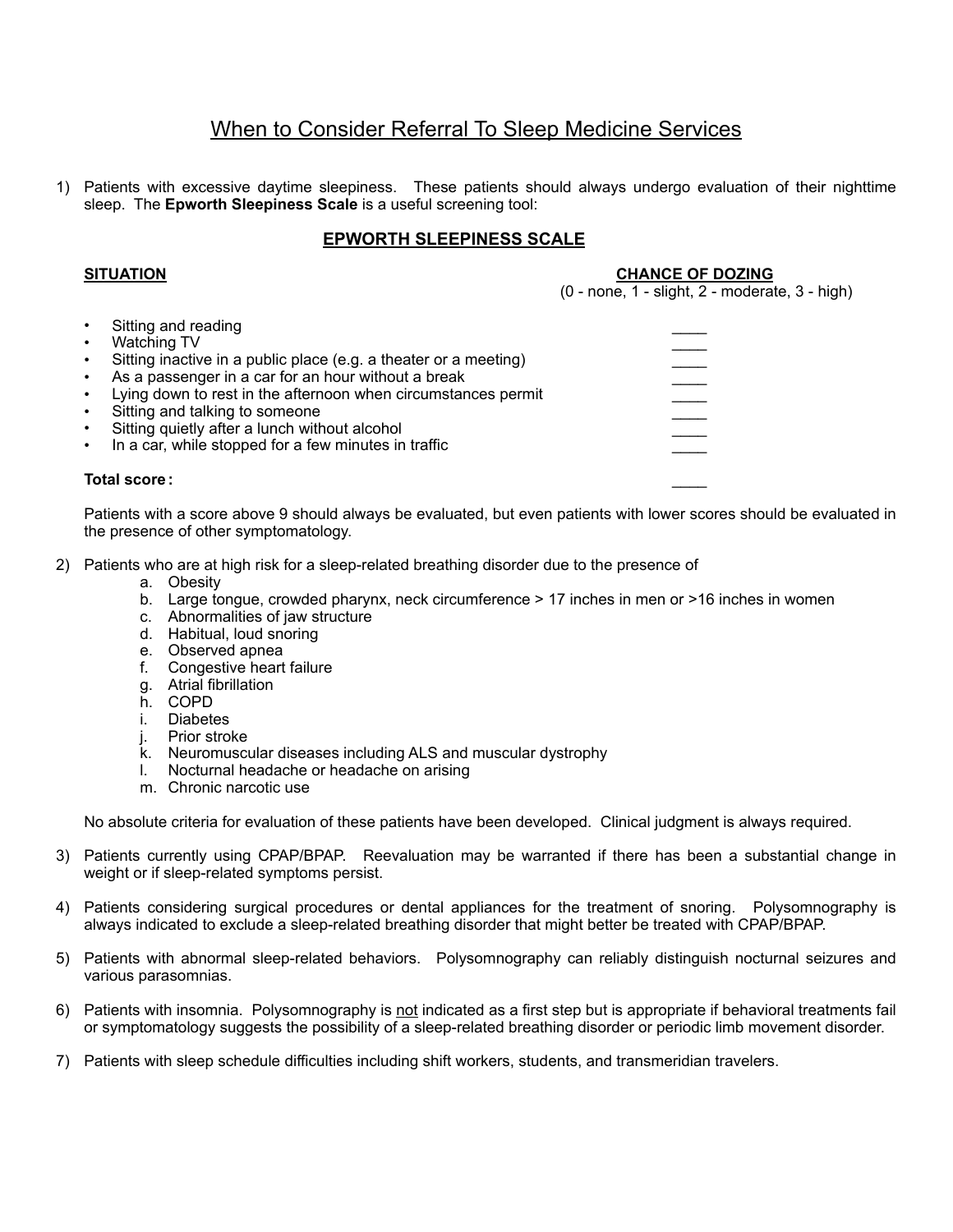# When to Consider Referral To Sleep Medicine Services

1) Patients with excessive daytime sleepiness. These patients should always undergo evaluation of their nighttime sleep. The **Epworth Sleepiness Scale** is a useful screening tool:

## EPWORTH SLEEPINESS SCALE

| **SITUATION** | **CHANCE OF DOZING** (0 - none, 1 - slight, 2 - moderate, 3 - high) |
|---|---|
| • Sitting and reading | ____ |
| • Watching TV | ____ |
| • Sitting inactive in a public place (e.g. a theater or a meeting) | ____ |
| • As a passenger in a car for an hour without a break | ____ |
| • Lying down to rest in the afternoon when circumstances permit | ____ |
| • Sitting and talking to someone | ____ |
| • Sitting quietly after a lunch without alcohol | ____ |
| • In a car, while stopped for a few minutes in traffic | ____ |
| **Total score:** | ____ |

Patients with a score above 9 should always be evaluated, but even patients with lower scores should be evaluated in the presence of other symptomatology.

2) Patients who are at high risk for a sleep-related breathing disorder due to the presence of
   a. Obesity
   b. Large tongue, crowded pharynx, neck circumference > 17 inches in men or >16 inches in women
   c. Abnormalities of jaw structure
   d. Habitual, loud snoring
   e. Observed apnea
   f. Congestive heart failure
   g. Atrial fibrillation
   h. COPD
   i. Diabetes
   j. Prior stroke
   k. Neuromuscular diseases including ALS and muscular dystrophy
   l. Nocturnal headache or headache on arising
   m. Chronic narcotic use

   No absolute criteria for evaluation of these patients have been developed. Clinical judgment is always required.

3) Patients currently using CPAP/BPAP. Reevaluation may be warranted if there has been a substantial change in weight or if sleep-related symptoms persist.

4) Patients considering surgical procedures or dental appliances for the treatment of snoring. Polysomnography is always indicated to exclude a sleep-related breathing disorder that might better be treated with CPAP/BPAP.

5) Patients with abnormal sleep-related behaviors. Polysomnography can reliably distinguish nocturnal seizures and various parasomnias.

6) Patients with insomnia. Polysomnography is <u>not</u> indicated as a first step but is appropriate if behavioral treatments fail or symptomatology suggests the possibility of a sleep-related breathing disorder or periodic limb movement disorder.

7) Patients with sleep schedule difficulties including shift workers, students, and transmeridian travelers.